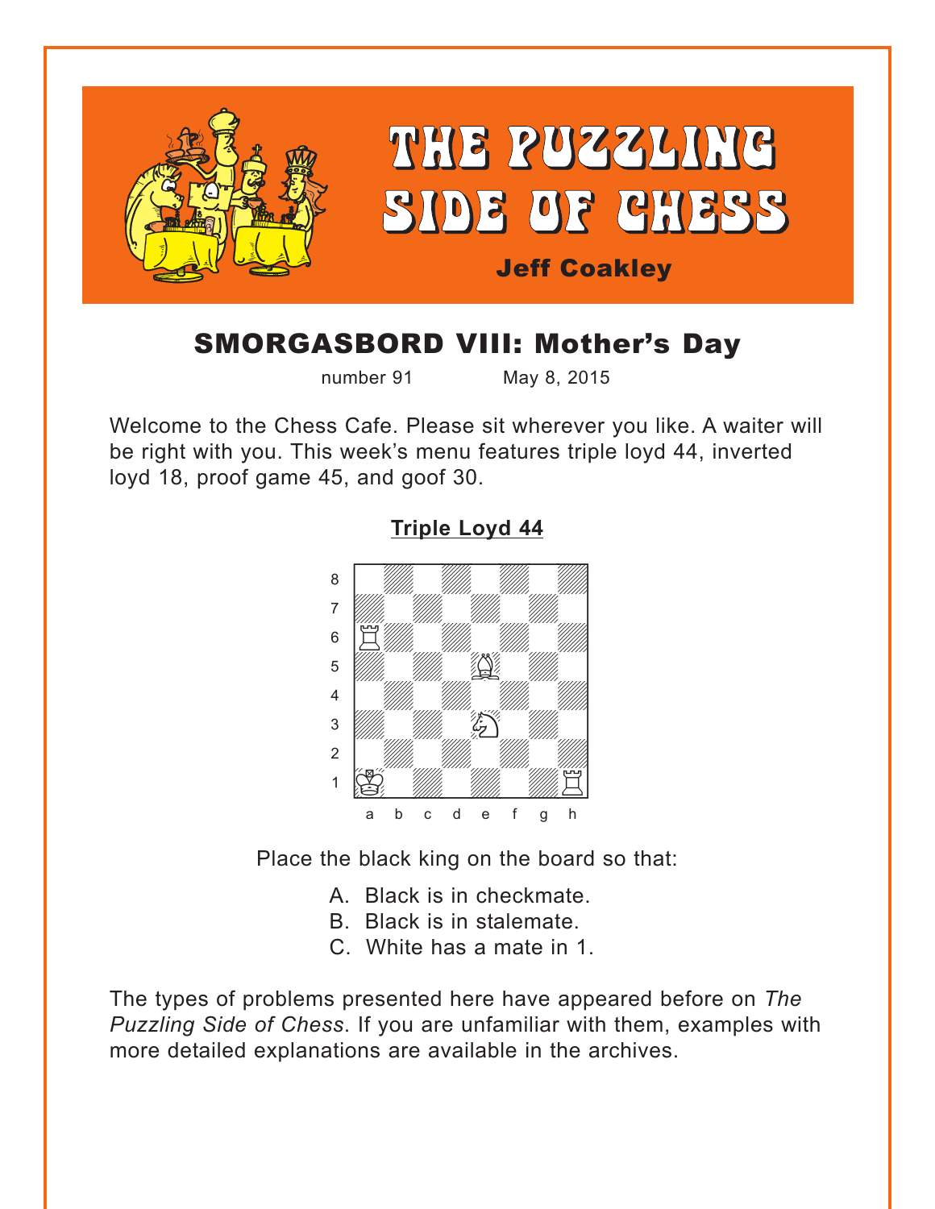# THE PUZZLING SIDE OF CHESS

**Jeff Coakley**

## SMORGASBORD VIII: Mother's Day

number 91 May 8, 2015

Welcome to the Chess Cafe. Please sit wherever you like. A waiter will be right with you. This week's menu features triple loyd 44, inverted loyd 18, proof game 45, and goof 30.

### Triple Loyd 44

White: Ka1, Ra6, Rh1, Be5, Ne3

Place the black king on the board so that:

A. Black is in checkmate.
B. Black is in stalemate.
C. White has a mate in 1.

The types of problems presented here have appeared before on *The Puzzling Side of Chess*. If you are unfamiliar with them, examples with more detailed explanations are available in the archives.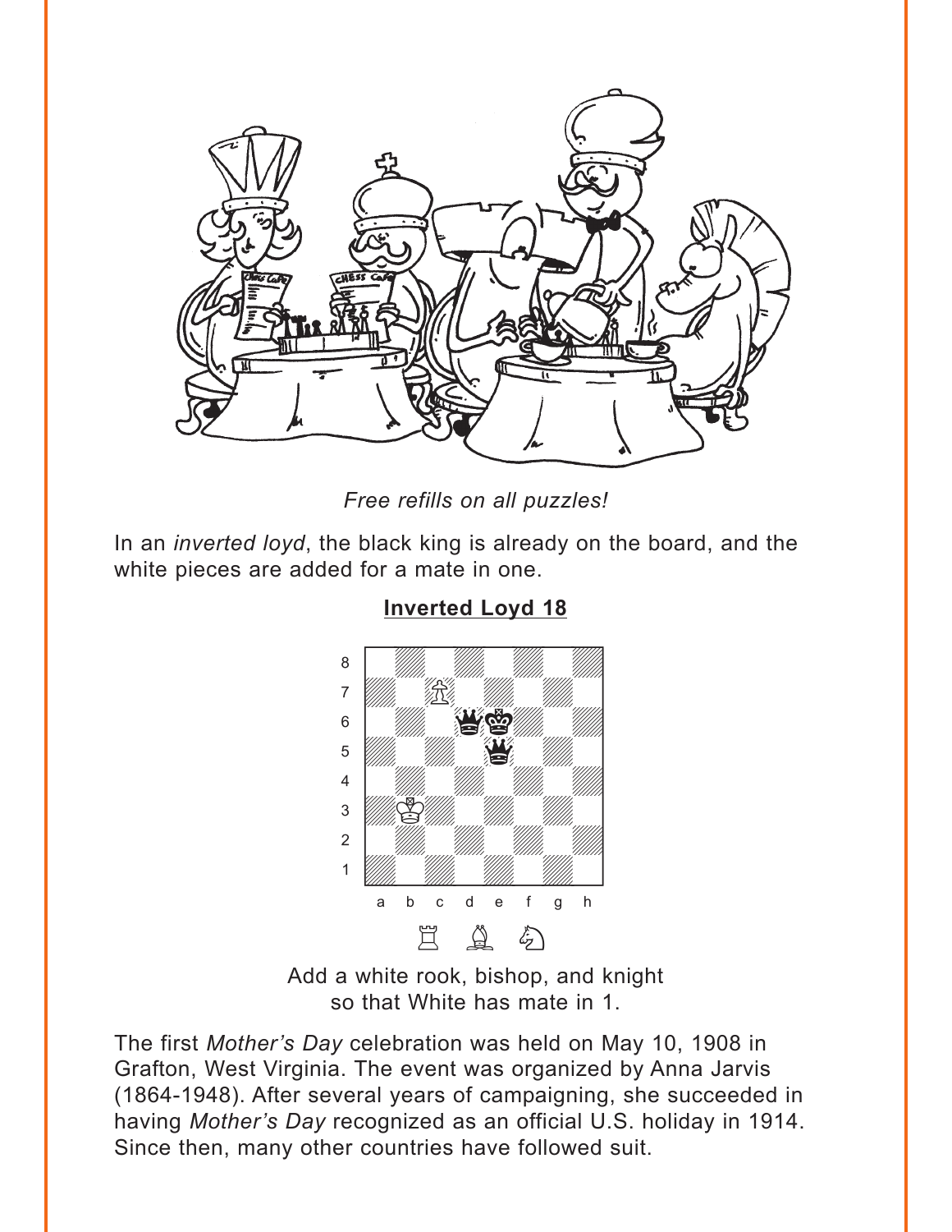*Free refills on all puzzles!*

In an *inverted loyd*, the black king is already on the board, and the white pieces are added for a mate in one.

**Inverted Loyd 18**

Add a white rook, bishop, and knight so that White has mate in 1.

The first *Mother's Day* celebration was held on May 10, 1908 in Grafton, West Virginia. The event was organized by Anna Jarvis (1864-1948). After several years of campaigning, she succeeded in having *Mother's Day* recognized as an official U.S. holiday in 1914. Since then, many other countries have followed suit.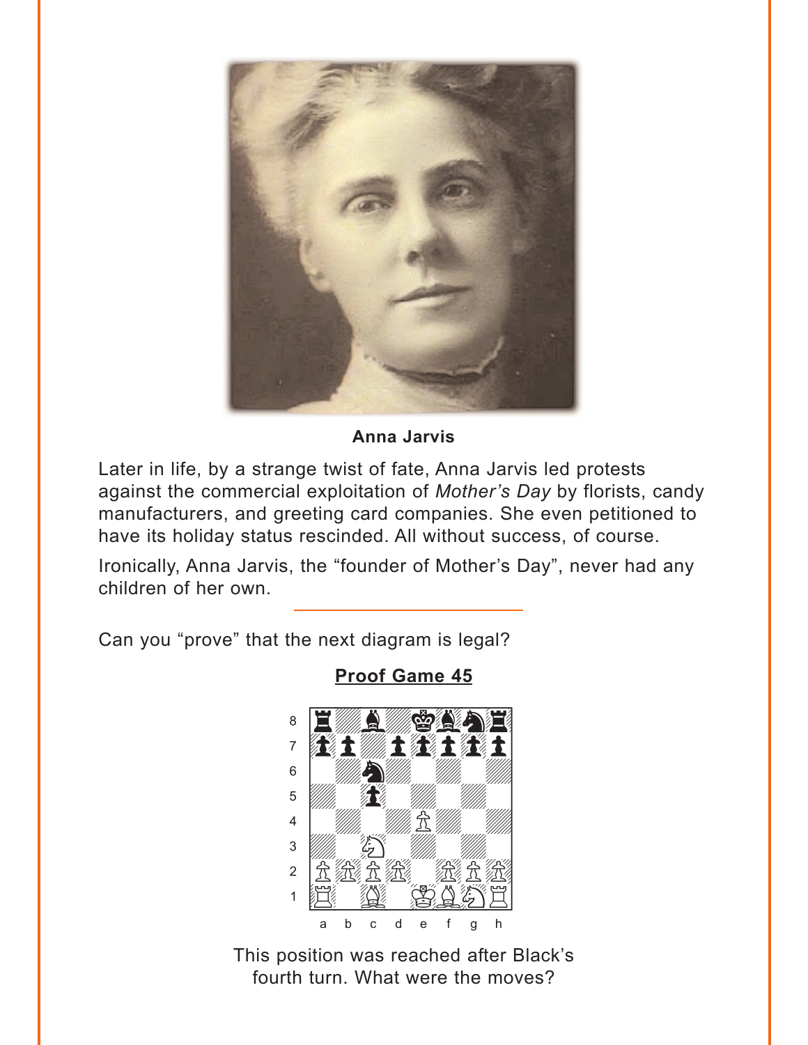**Anna Jarvis**

Later in life, by a strange twist of fate, Anna Jarvis led protests against the commercial exploitation of *Mother's Day* by florists, candy manufacturers, and greeting card companies. She even petitioned to have its holiday status rescinded. All without success, of course.

Ironically, Anna Jarvis, the "founder of Mother's Day", never had any children of her own.

---

Can you "prove" that the next diagram is legal?

## Proof Game 45

This position was reached after Black's fourth turn. What were the moves?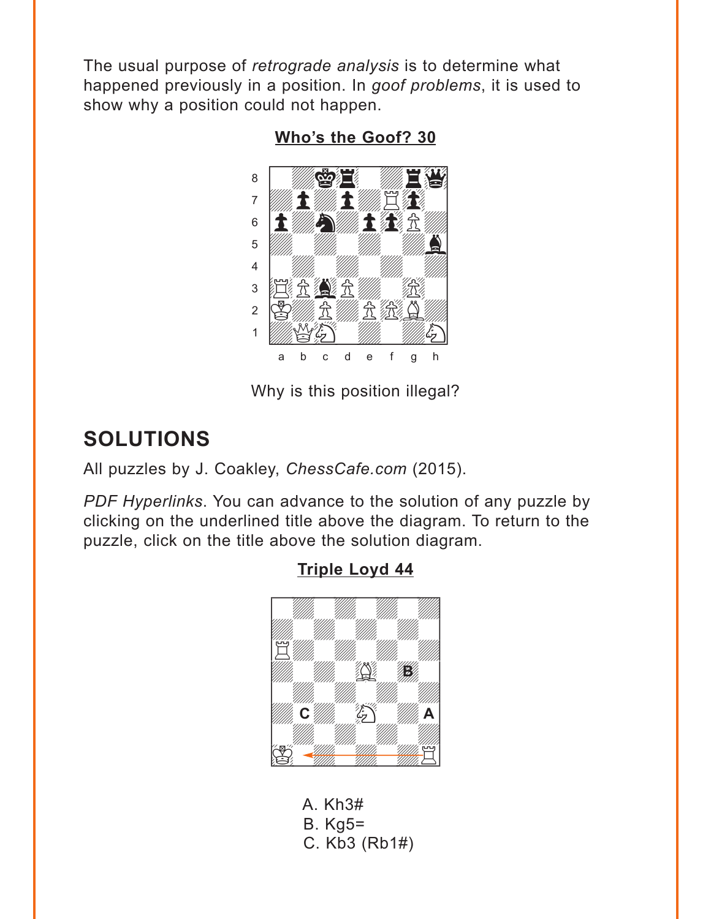The usual purpose of *retrograde analysis* is to determine what happened previously in a position. In *goof problems*, it is used to show why a position could not happen.

**Who's the Goof? 30**

Why is this position illegal?

## SOLUTIONS

All puzzles by J. Coakley, *ChessCafe.com* (2015).

*PDF Hyperlinks*. You can advance to the solution of any puzzle by clicking on the underlined title above the diagram. To return to the puzzle, click on the title above the solution diagram.

**Triple Loyd 44**

A. Kh3#
B. Kg5=
C. Kb3 (Rb1#)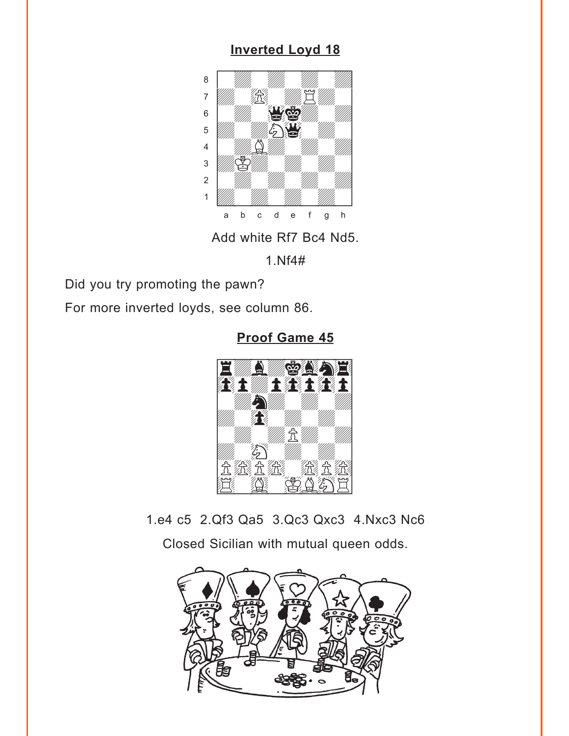## Inverted Loyd 18

Add white Rf7 Bc4 Nd5.

1.Nf4#

Did you try promoting the pawn?

For more inverted loyds, see column 86.

## Proof Game 45

1.e4 c5 2.Qf3 Qa5 3.Qc3 Qxc3 4.Nxc3 Nc6

Closed Sicilian with mutual queen odds.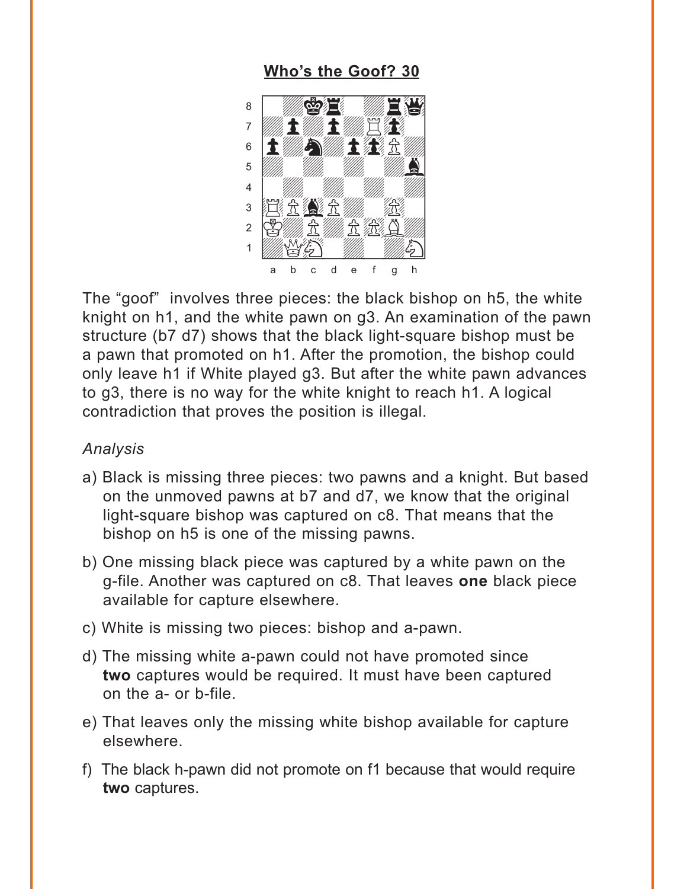## Who's the Goof? 30

The "goof" involves three pieces: the black bishop on h5, the white knight on h1, and the white pawn on g3. An examination of the pawn structure (b7 d7) shows that the black light-square bishop must be a pawn that promoted on h1. After the promotion, the bishop could only leave h1 if White played g3. But after the white pawn advances to g3, there is no way for the white knight to reach h1. A logical contradiction that proves the position is illegal.

*Analysis*

a) Black is missing three pieces: two pawns and a knight. But based on the unmoved pawns at b7 and d7, we know that the original light-square bishop was captured on c8. That means that the bishop on h5 is one of the missing pawns.

b) One missing black piece was captured by a white pawn on the g-file. Another was captured on c8. That leaves **one** black piece available for capture elsewhere.

c) White is missing two pieces: bishop and a-pawn.

d) The missing white a-pawn could not have promoted since **two** captures would be required. It must have been captured on the a- or b-file.

e) That leaves only the missing white bishop available for capture elsewhere.

f) The black h-pawn did not promote on f1 because that would require **two** captures.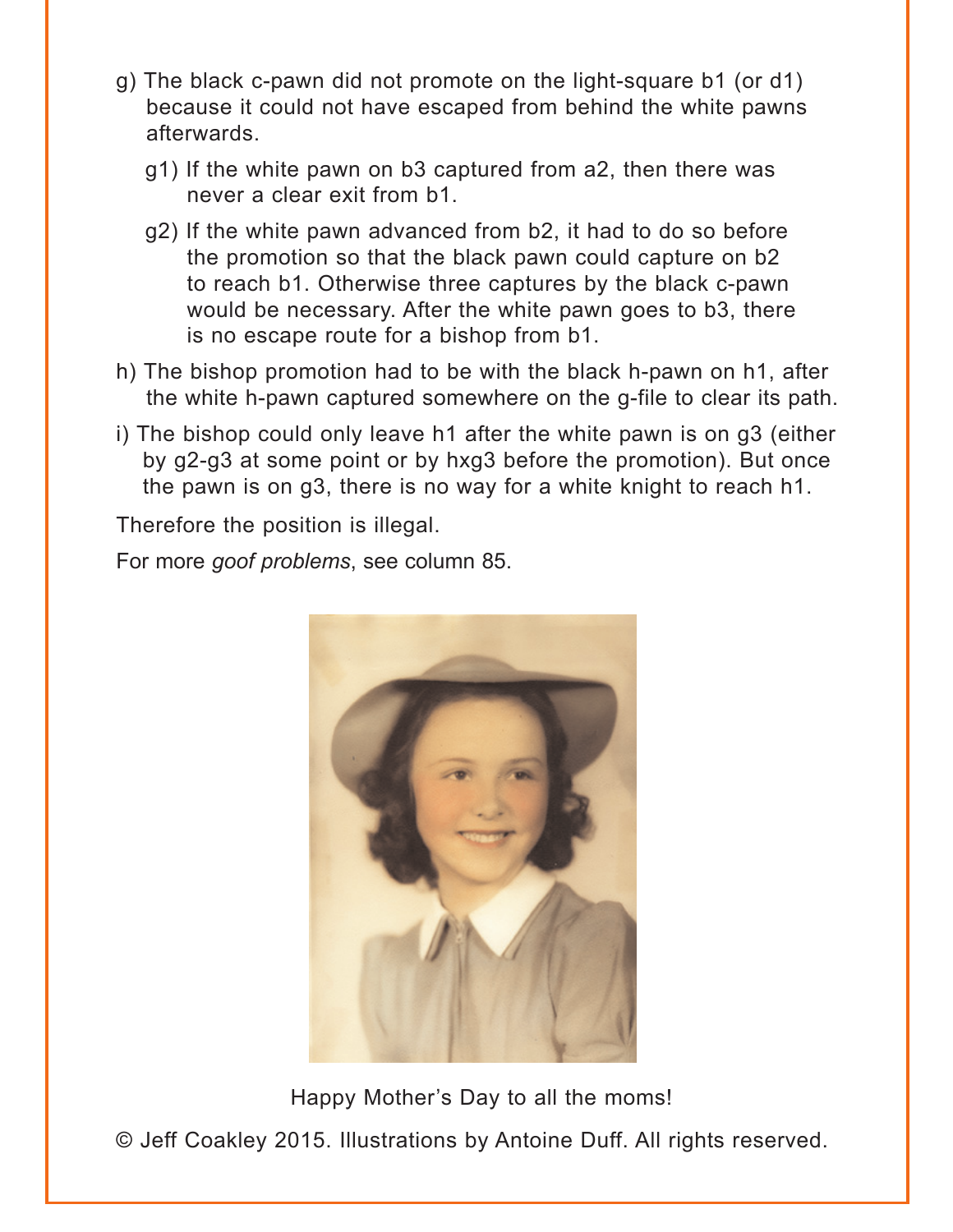g) The black c-pawn did not promote on the light-square b1 (or d1) because it could not have escaped from behind the white pawns afterwards.

   g1) If the white pawn on b3 captured from a2, then there was never a clear exit from b1.

   g2) If the white pawn advanced from b2, it had to do so before the promotion so that the black pawn could capture on b2 to reach b1. Otherwise three captures by the black c-pawn would be necessary. After the white pawn goes to b3, there is no escape route for a bishop from b1.

h) The bishop promotion had to be with the black h-pawn on h1, after the white h-pawn captured somewhere on the g-file to clear its path.

i) The bishop could only leave h1 after the white pawn is on g3 (either by g2-g3 at some point or by hxg3 before the promotion). But once the pawn is on g3, there is no way for a white knight to reach h1.

Therefore the position is illegal.

For more *goof problems*, see column 85.

Happy Mother's Day to all the moms!

© Jeff Coakley 2015. Illustrations by Antoine Duff. All rights reserved.